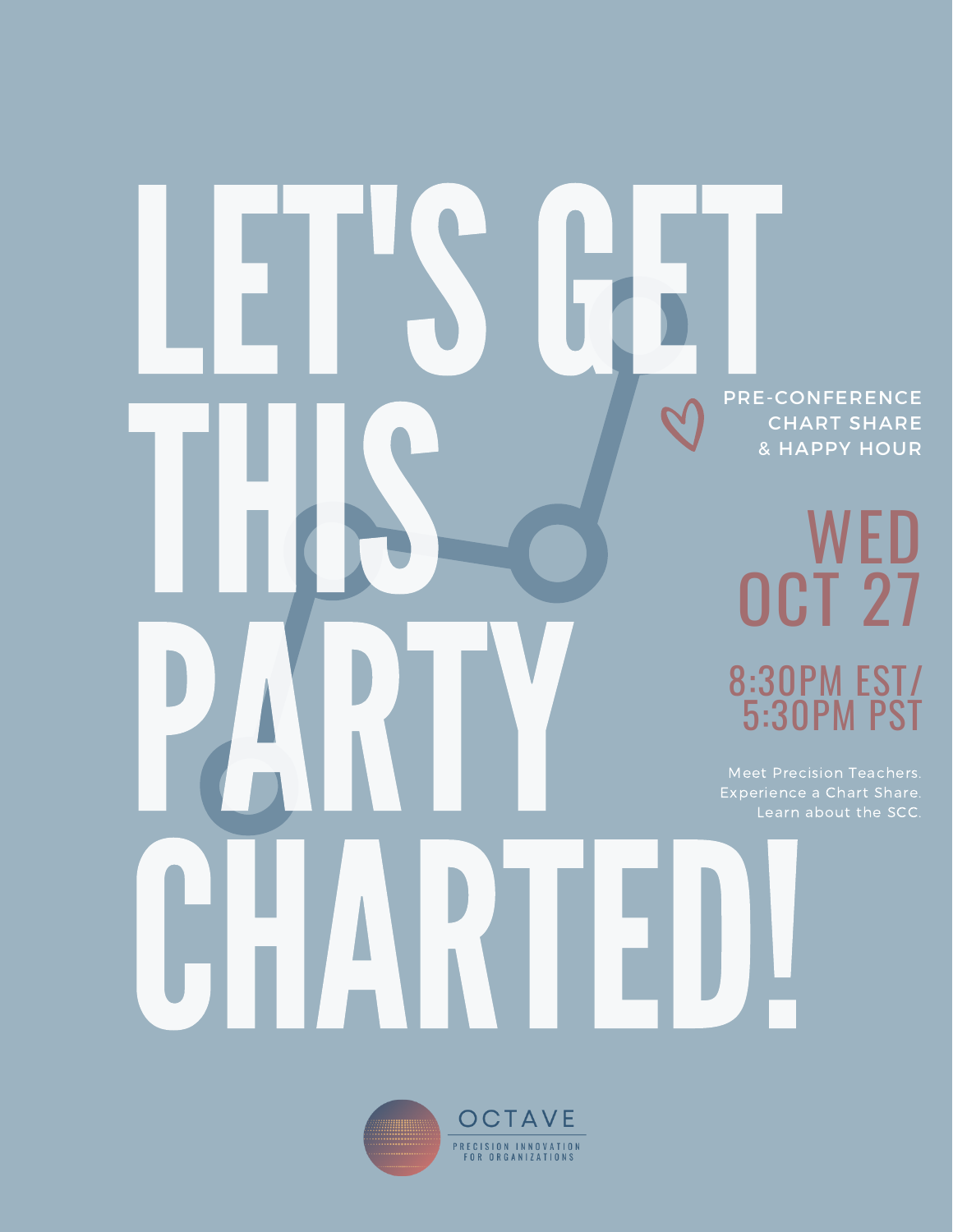# LET'S GET THIS PARTY CHARTED!

PRE-CONFERENCE CHART SHARE & HAPPY HOUR

## WED OCT 27

### 8:30PM EST/ 5:30PM PST

Meet Precision Teachers.
Experience a Chart Share.
Learn about the SCC.

OCTAVE
PRECISION INNOVATION FOR ORGANIZATIONS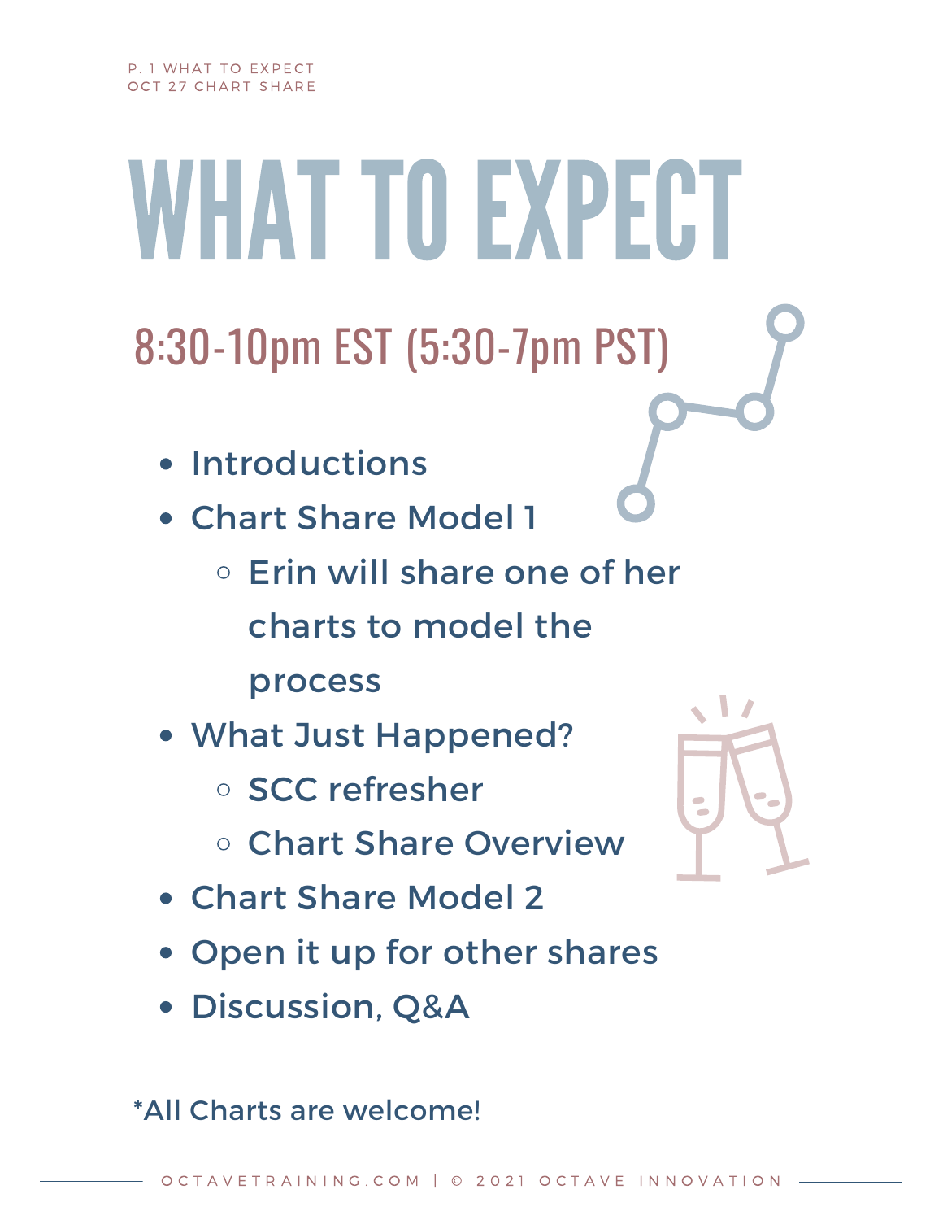# WHAT TO EXPECT

## 8:30-10pm EST (5:30-7pm PST)

- Introductions
- Chart Share Model 1
  - Erin will share one of her charts to model the process
- What Just Happened?
  - SCC refresher
  - Chart Share Overview
- Chart Share Model 2
- Open it up for other shares
- Discussion, Q&A

*All Charts are welcome!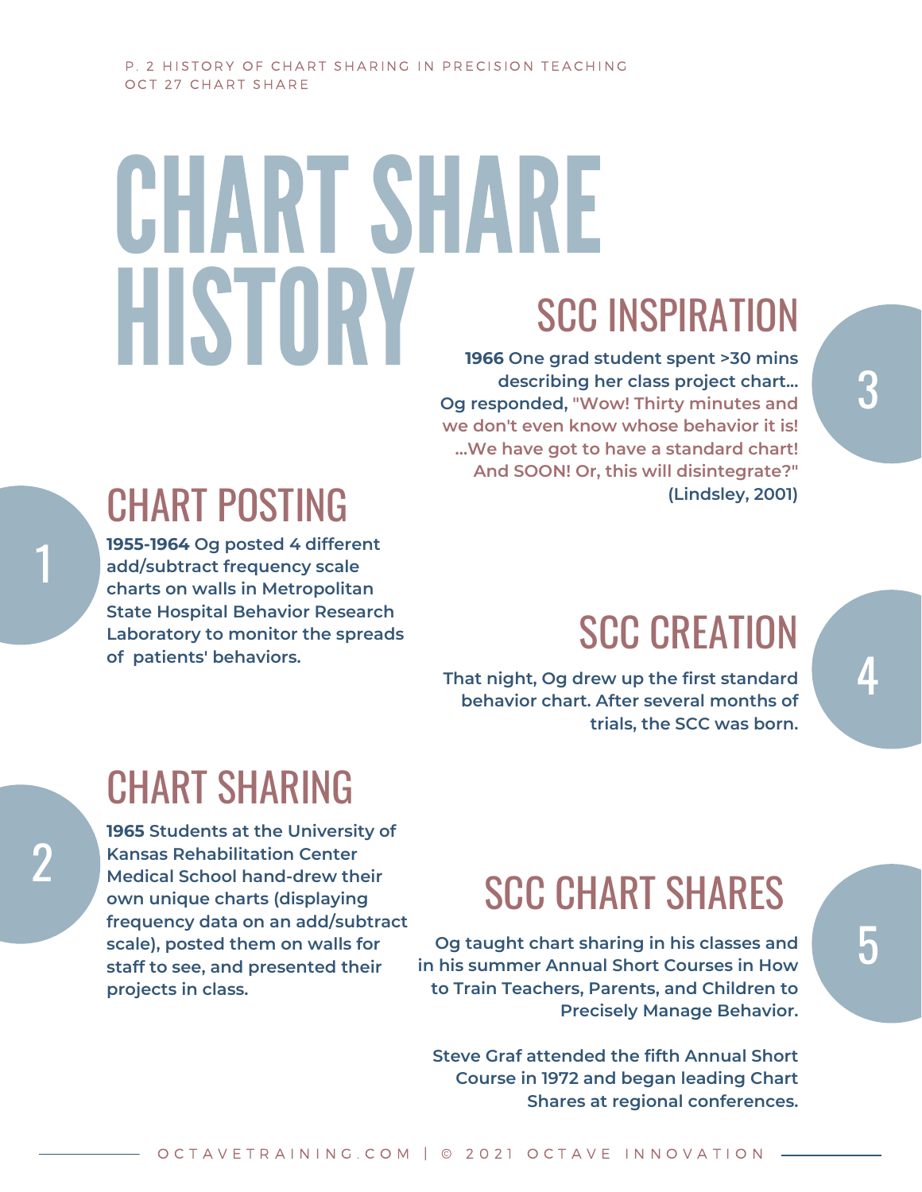# CHART SHARE HISTORY

## 1. CHART POSTING

**1955-1964** Og posted 4 different add/subtract frequency scale charts on walls in Metropolitan State Hospital Behavior Research Laboratory to monitor the spreads of patients' behaviors.

## 2. CHART SHARING

**1965** Students at the University of Kansas Rehabilitation Center Medical School hand-drew their own unique charts (displaying frequency data on an add/subtract scale), posted them on walls for staff to see, and presented their projects in class.

## 3. SCC INSPIRATION

**1966** One grad student spent >30 mins describing her class project chart... Og responded, "Wow! Thirty minutes and we don't even know whose behavior it is! ...We have got to have a standard chart! And SOON! Or, this will disintegrate?" (Lindsley, 2001)

## 4. SCC CREATION

That night, Og drew up the first standard behavior chart. After several months of trials, the SCC was born.

## 5. SCC CHART SHARES

Og taught chart sharing in his classes and in his summer Annual Short Courses in How to Train Teachers, Parents, and Children to Precisely Manage Behavior.

Steve Graf attended the fifth Annual Short Course in 1972 and began leading Chart Shares at regional conferences.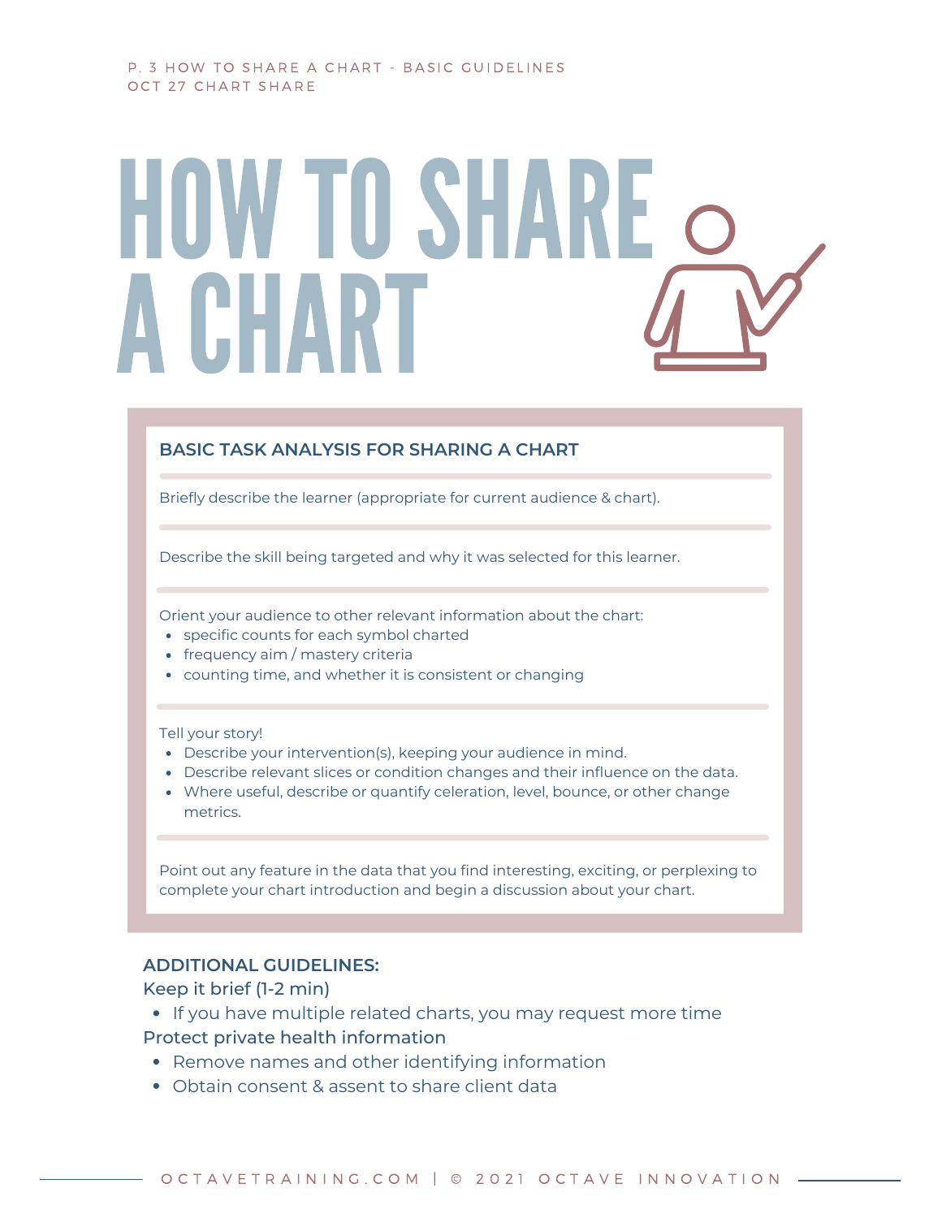# HOW TO SHARE A CHART

## BASIC TASK ANALYSIS FOR SHARING A CHART

Briefly describe the learner (appropriate for current audience & chart).

Describe the skill being targeted and why it was selected for this learner.

Orient your audience to other relevant information about the chart:

- specific counts for each symbol charted
- frequency aim / mastery criteria
- counting time, and whether it is consistent or changing

Tell your story!

- Describe your intervention(s), keeping your audience in mind.
- Describe relevant slices or condition changes and their influence on the data.
- Where useful, describe or quantify celeration, level, bounce, or other change metrics.

Point out any feature in the data that you find interesting, exciting, or perplexing to complete your chart introduction and begin a discussion about your chart.

**ADDITIONAL GUIDELINES:**

Keep it brief (1-2 min)

- If you have multiple related charts, you may request more time

Protect private health information

- Remove names and other identifying information
- Obtain consent & assent to share client data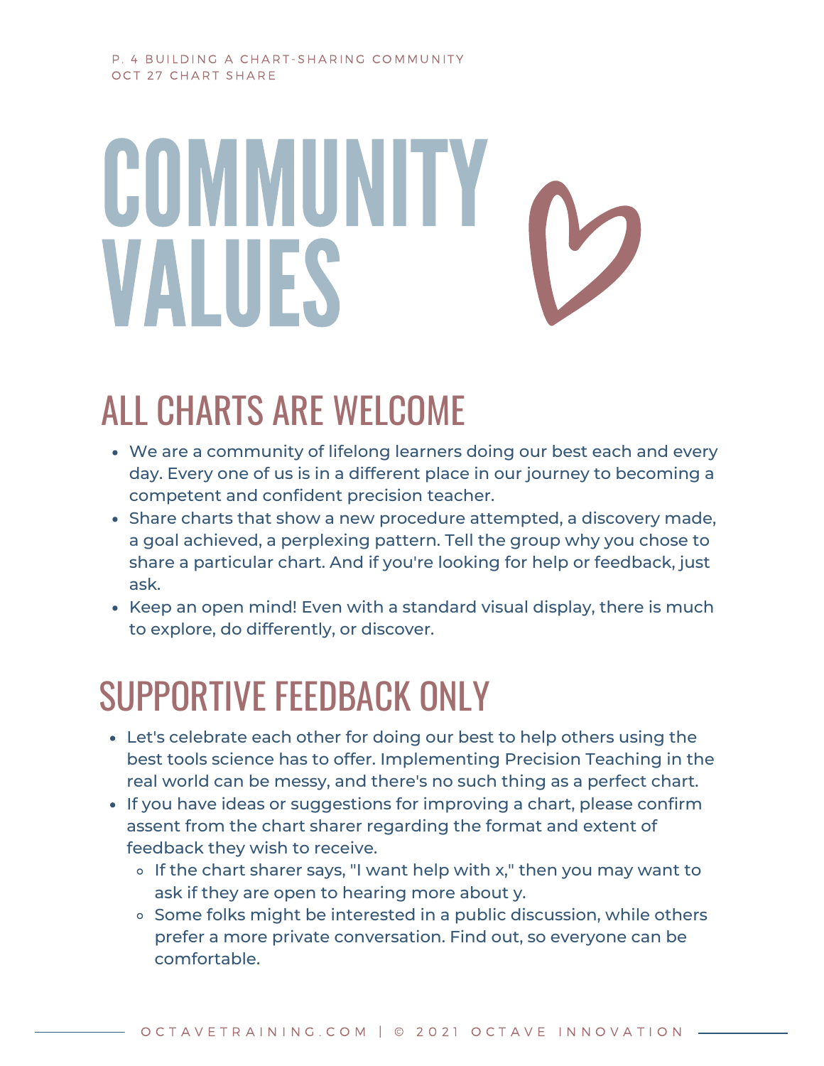# COMMUNITY VALUES

## ALL CHARTS ARE WELCOME

- We are a community of lifelong learners doing our best each and every day. Every one of us is in a different place in our journey to becoming a competent and confident precision teacher.
- Share charts that show a new procedure attempted, a discovery made, a goal achieved, a perplexing pattern. Tell the group why you chose to share a particular chart. And if you're looking for help or feedback, just ask.
- Keep an open mind! Even with a standard visual display, there is much to explore, do differently, or discover.

## SUPPORTIVE FEEDBACK ONLY

- Let's celebrate each other for doing our best to help others using the best tools science has to offer. Implementing Precision Teaching in the real world can be messy, and there's no such thing as a perfect chart.
- If you have ideas or suggestions for improving a chart, please confirm assent from the chart sharer regarding the format and extent of feedback they wish to receive.
  - If the chart sharer says, "I want help with x," then you may want to ask if they are open to hearing more about y.
  - Some folks might be interested in a public discussion, while others prefer a more private conversation. Find out, so everyone can be comfortable.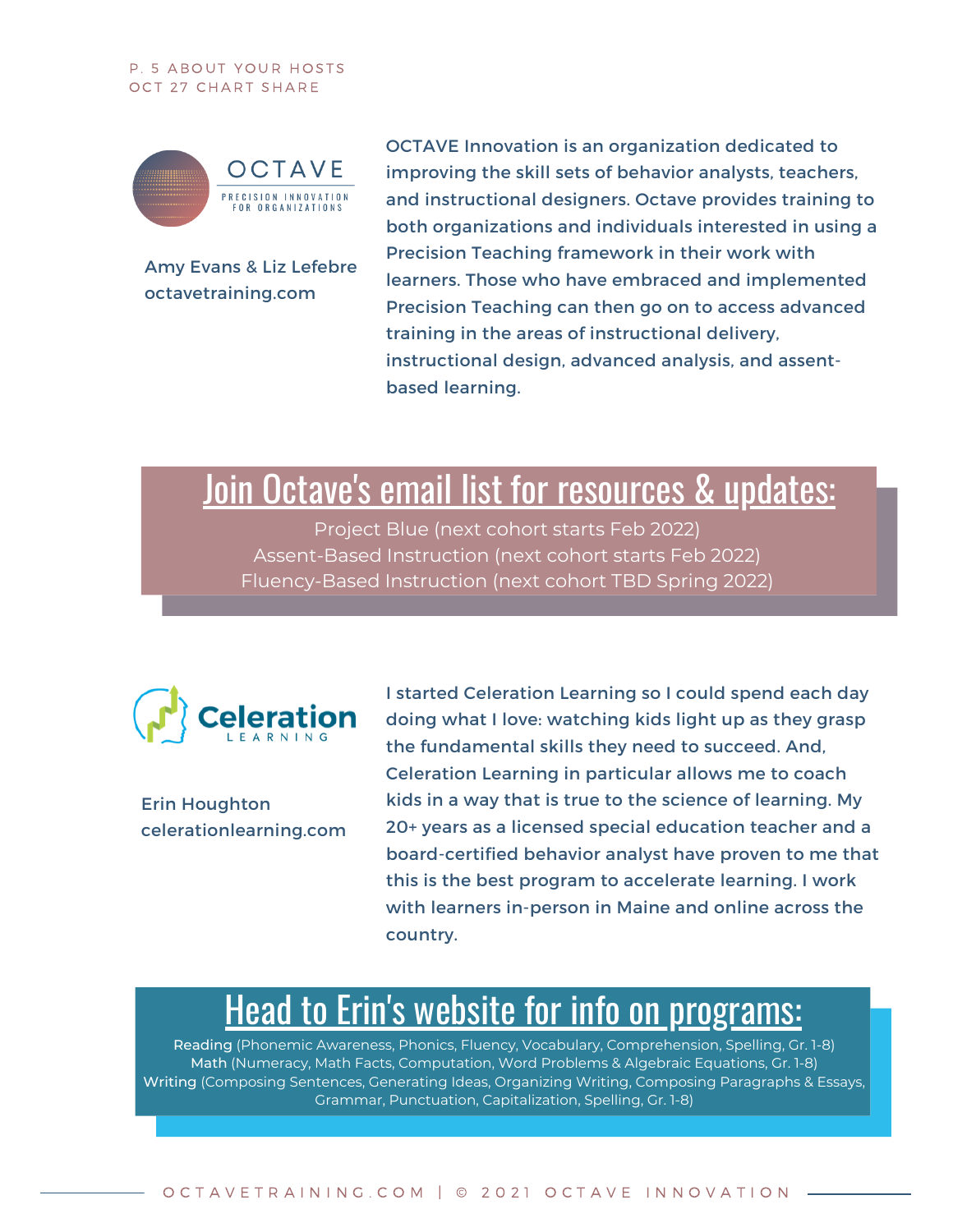P. 5 ABOUT YOUR HOSTS
OCT 27 CHART SHARE

OCTAVE
PRECISION INNOVATION FOR ORGANIZATIONS

Amy Evans & Liz Lefebre
octavetraining.com

OCTAVE Innovation is an organization dedicated to improving the skill sets of behavior analysts, teachers, and instructional designers. Octave provides training to both organizations and individuals interested in using a Precision Teaching framework in their work with learners. Those who have embraced and implemented Precision Teaching can then go on to access advanced training in the areas of instructional delivery, instructional design, advanced analysis, and assent-based learning.

## Join Octave's email list for resources & updates:

Project Blue (next cohort starts Feb 2022)
Assent-Based Instruction (next cohort starts Feb 2022)
Fluency-Based Instruction (next cohort TBD Spring 2022)

Celeration LEARNING

Erin Houghton
celerationlearning.com

I started Celeration Learning so I could spend each day doing what I love: watching kids light up as they grasp the fundamental skills they need to succeed. And, Celeration Learning in particular allows me to coach kids in a way that is true to the science of learning. My 20+ years as a licensed special education teacher and a board-certified behavior analyst have proven to me that this is the best program to accelerate learning. I work with learners in-person in Maine and online across the country.

## Head to Erin's website for info on programs:

**Reading** (Phonemic Awareness, Phonics, Fluency, Vocabulary, Comprehension, Spelling, Gr. 1-8)
**Math** (Numeracy, Math Facts, Computation, Word Problems & Algebraic Equations, Gr. 1-8)
**Writing** (Composing Sentences, Generating Ideas, Organizing Writing, Composing Paragraphs & Essays, Grammar, Punctuation, Capitalization, Spelling, Gr. 1-8)